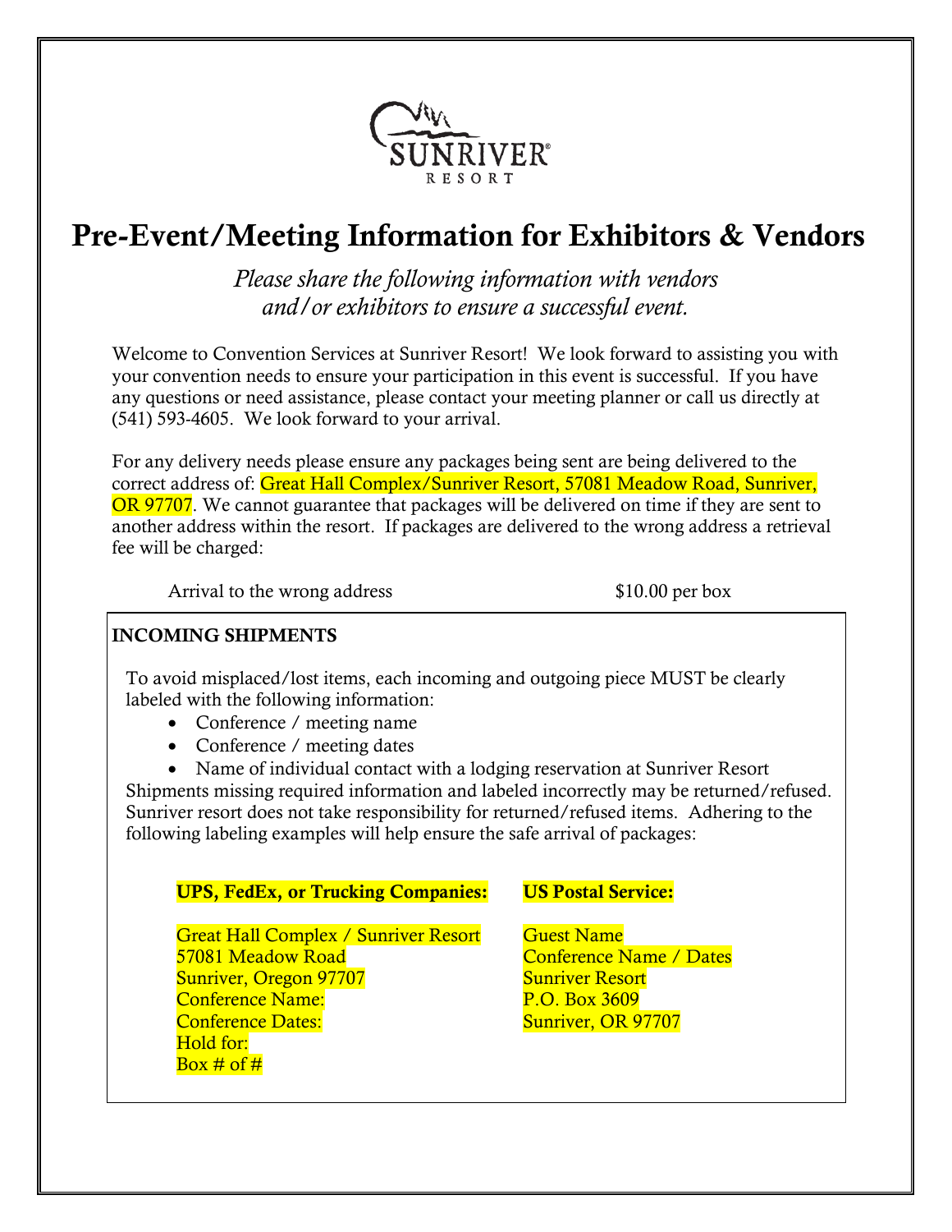SUNRIVER RESORT

# Pre-Event/Meeting Information for Exhibitors & Vendors

*Please share the following information with vendors and/or exhibitors to ensure a successful event.*

Welcome to Convention Services at Sunriver Resort! We look forward to assisting you with your convention needs to ensure your participation in this event is successful. If you have any questions or need assistance, please contact your meeting planner or call us directly at (541) 593-4605. We look forward to your arrival.

For any delivery needs please ensure any packages being sent are being delivered to the correct address of: Great Hall Complex/Sunriver Resort, 57081 Meadow Road, Sunriver, OR 97707. We cannot guarantee that packages will be delivered on time if they are sent to another address within the resort. If packages are delivered to the wrong address a retrieval fee will be charged:

| | |
|---|---|
| Arrival to the wrong address | $10.00 per box |

**INCOMING SHIPMENTS**

To avoid misplaced/lost items, each incoming and outgoing piece MUST be clearly labeled with the following information:

- Conference / meeting name
- Conference / meeting dates
- Name of individual contact with a lodging reservation at Sunriver Resort

Shipments missing required information and labeled incorrectly may be returned/refused. Sunriver resort does not take responsibility for returned/refused items. Adhering to the following labeling examples will help ensure the safe arrival of packages:

**UPS, FedEx, or Trucking Companies:**

Great Hall Complex / Sunriver Resort
57081 Meadow Road
Sunriver, Oregon 97707
Conference Name:
Conference Dates:
Hold for:
Box # of #

**US Postal Service:**

Guest Name
Conference Name / Dates
Sunriver Resort
P.O. Box 3609
Sunriver, OR 97707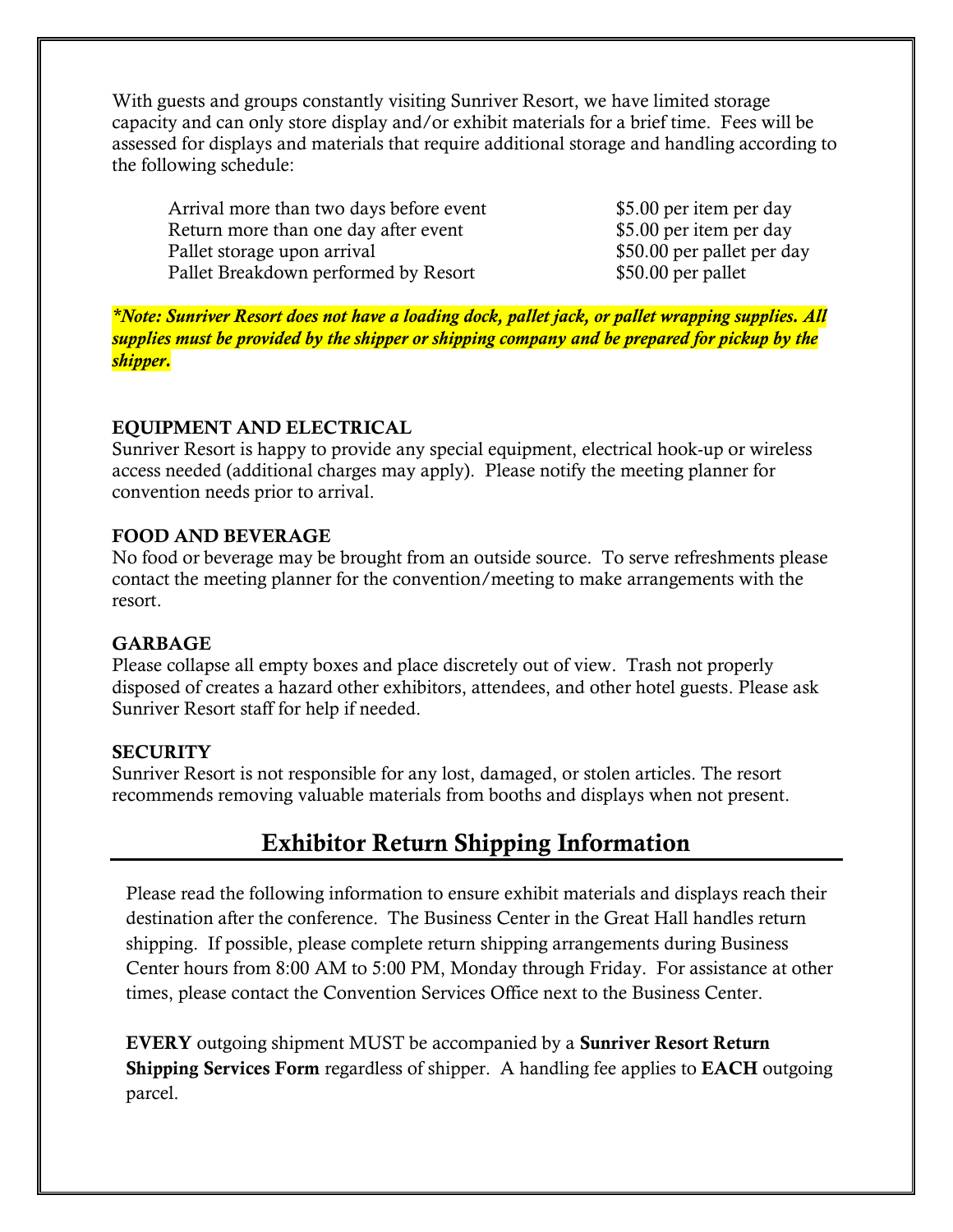With guests and groups constantly visiting Sunriver Resort, we have limited storage capacity and can only store display and/or exhibit materials for a brief time. Fees will be assessed for displays and materials that require additional storage and handling according to the following schedule:

| | |
|---|---|
| Arrival more than two days before event | $5.00 per item per day |
| Return more than one day after event | $5.00 per item per day |
| Pallet storage upon arrival | $50.00 per pallet per day |
| Pallet Breakdown performed by Resort | $50.00 per pallet |

***Note: Sunriver Resort does not have a loading dock, pallet jack, or pallet wrapping supplies. All supplies must be provided by the shipper or shipping company and be prepared for pickup by the shipper.***

### EQUIPMENT AND ELECTRICAL

Sunriver Resort is happy to provide any special equipment, electrical hook-up or wireless access needed (additional charges may apply). Please notify the meeting planner for convention needs prior to arrival.

### FOOD AND BEVERAGE

No food or beverage may be brought from an outside source. To serve refreshments please contact the meeting planner for the convention/meeting to make arrangements with the resort.

### GARBAGE

Please collapse all empty boxes and place discretely out of view. Trash not properly disposed of creates a hazard other exhibitors, attendees, and other hotel guests. Please ask Sunriver Resort staff for help if needed.

### SECURITY

Sunriver Resort is not responsible for any lost, damaged, or stolen articles. The resort recommends removing valuable materials from booths and displays when not present.

## Exhibitor Return Shipping Information

Please read the following information to ensure exhibit materials and displays reach their destination after the conference. The Business Center in the Great Hall handles return shipping. If possible, please complete return shipping arrangements during Business Center hours from 8:00 AM to 5:00 PM, Monday through Friday. For assistance at other times, please contact the Convention Services Office next to the Business Center.

**EVERY** outgoing shipment MUST be accompanied by a **Sunriver Resort Return Shipping Services Form** regardless of shipper. A handling fee applies to **EACH** outgoing parcel.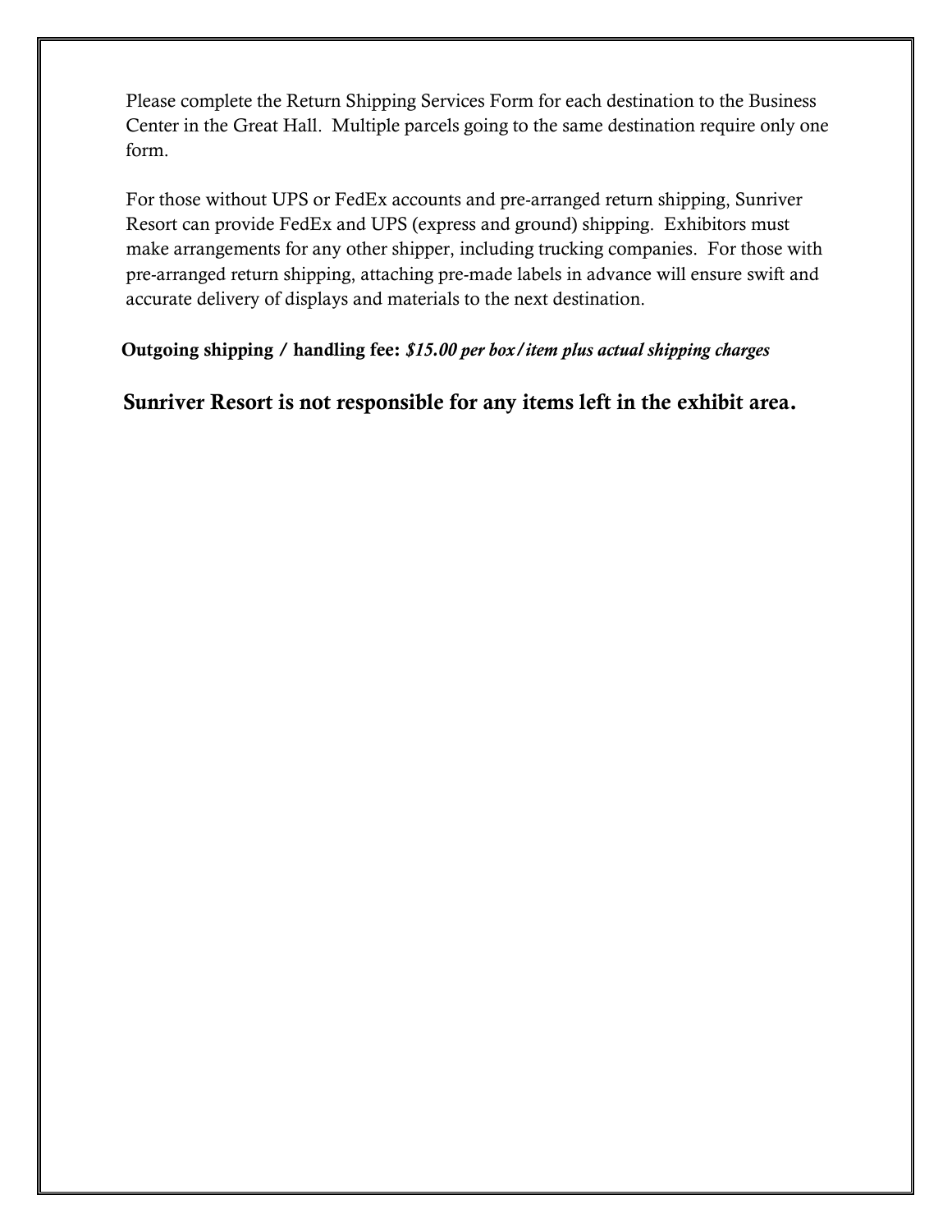Please complete the Return Shipping Services Form for each destination to the Business Center in the Great Hall. Multiple parcels going to the same destination require only one form.

For those without UPS or FedEx accounts and pre-arranged return shipping, Sunriver Resort can provide FedEx and UPS (express and ground) shipping. Exhibitors must make arrangements for any other shipper, including trucking companies. For those with pre-arranged return shipping, attaching pre-made labels in advance will ensure swift and accurate delivery of displays and materials to the next destination.

**Outgoing shipping / handling fee:** ***$15.00 per box/item plus actual shipping charges***

**Sunriver Resort is not responsible for any items left in the exhibit area.**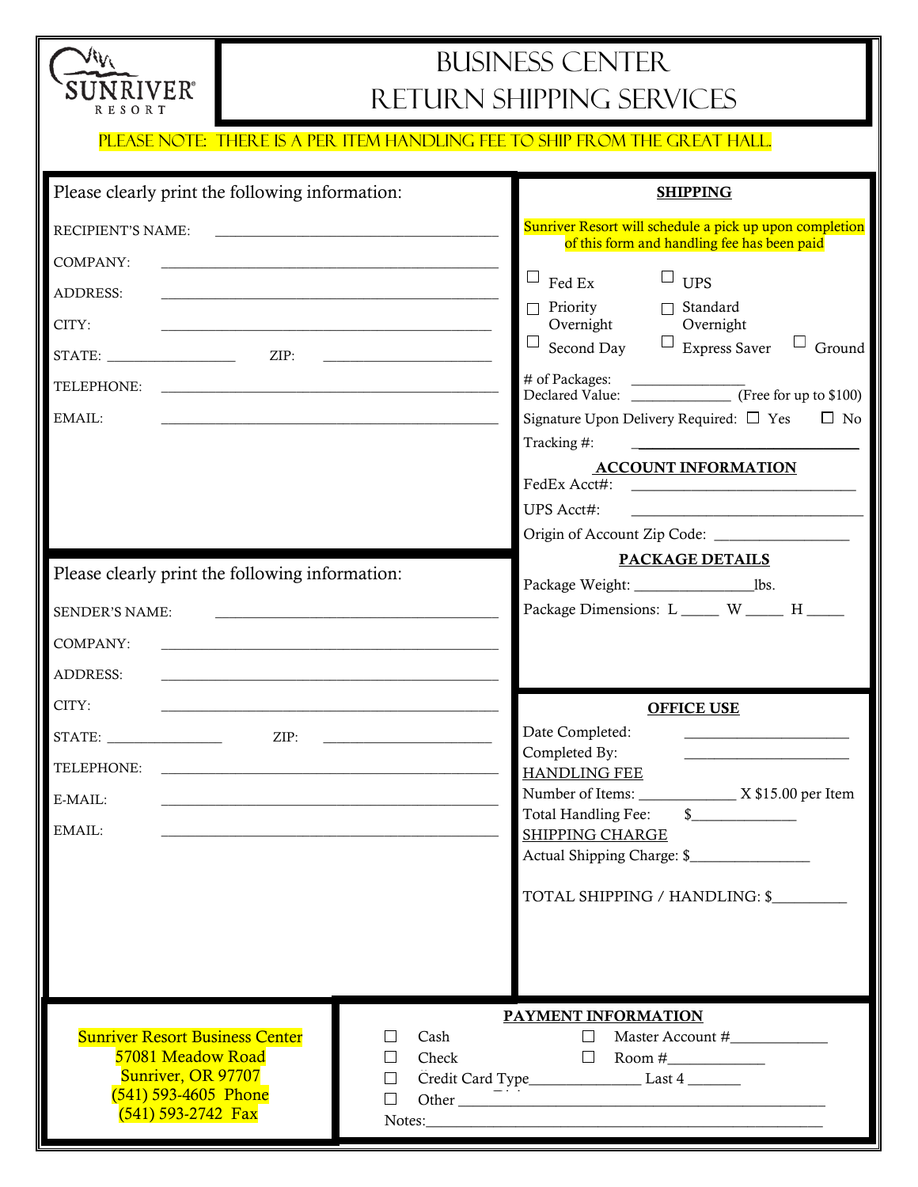SUNRIVER RESORT

# Business Center Return Shipping Services

PLEASE NOTE: THERE IS A PER ITEM HANDLING FEE TO SHIP FROM THE GREAT HALL.

Please clearly print the following information:

RECIPIENT'S NAME: ______________________________

COMPANY: ______________________________

ADDRESS: ______________________________

CITY: ______________________________

STATE: ______________ ZIP: ______________

TELEPHONE: ______________________________

EMAIL: ______________________________

Please clearly print the following information:

SENDER'S NAME: ______________________________

COMPANY: ______________________________

ADDRESS: ______________________________

CITY: ______________________________

STATE: ______________ ZIP: ______________

TELEPHONE: ______________________________

E-MAIL: ______________________________

EMAIL: ______________________________

## SHIPPING

Sunriver Resort will schedule a pick up upon completion of this form and handling fee has been paid

☐ Fed Ex ☐ UPS

☐ Priority Overnight ☐ Standard Overnight

☐ Second Day ☐ Express Saver ☐ Ground

# of Packages: ______________

Declared Value: ______________ (Free for up to $100)

Signature Upon Delivery Required: ☐ Yes ☐ No

Tracking #: ______________________________

## ACCOUNT INFORMATION

FedEx Acct#: ______________________________

UPS Acct#: ______________________________

Origin of Account Zip Code: ______________

## PACKAGE DETAILS

Package Weight: ______________lbs.

Package Dimensions: L _____ W _____ H _____

## OFFICE USE

Date Completed: ______________

Completed By: ______________

HANDLING FEE

Number of Items: ____________ X $15.00 per Item

Total Handling Fee: $______________

SHIPPING CHARGE

Actual Shipping Charge: $______________

TOTAL SHIPPING / HANDLING: $__________

Sunriver Resort Business Center
57081 Meadow Road
Sunriver, OR 97707
(541) 593-4605 Phone
(541) 593-2742 Fax

## PAYMENT INFORMATION

☐ Cash ☐ Master Account #____________

☐ Check ☐ Room #____________

☐ Credit Card Type______________ Last 4 _______

☐ Other ______________________________

Notes:______________________________